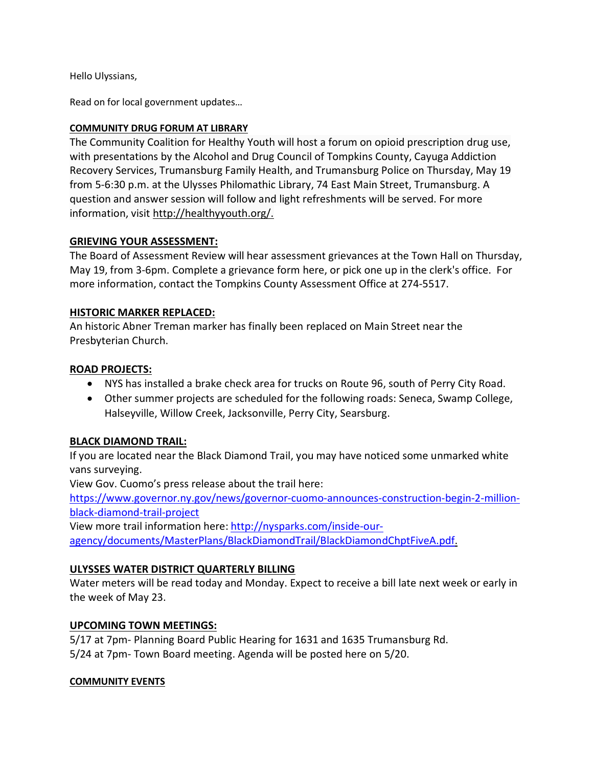Hello Ulyssians,

Read on for local government updates…

**COMMUNITY DRUG FORUM AT LIBRARY**

The Community Coalition for Healthy Youth will host a forum on opioid prescription drug use, with presentations by the Alcohol and Drug Council of Tompkins County, Cayuga Addiction Recovery Services, Trumansburg Family Health, and Trumansburg Police on Thursday, May 19 from 5-6:30 p.m. at the Ulysses Philomathic Library, 74 East Main Street, Trumansburg. A question and answer session will follow and light refreshments will be served. For more information, visit http://healthyyouth.org/.

**GRIEVING YOUR ASSESSMENT:**

The Board of Assessment Review will hear assessment grievances at the Town Hall on Thursday, May 19, from 3-6pm. Complete a grievance form here, or pick one up in the clerk's office. For more information, contact the Tompkins County Assessment Office at 274-5517.

**HISTORIC MARKER REPLACED:**

An historic Abner Treman marker has finally been replaced on Main Street near the Presbyterian Church.

**ROAD PROJECTS:**

- NYS has installed a brake check area for trucks on Route 96, south of Perry City Road.
- Other summer projects are scheduled for the following roads: Seneca, Swamp College, Halseyville, Willow Creek, Jacksonville, Perry City, Searsburg.

**BLACK DIAMOND TRAIL:**

If you are located near the Black Diamond Trail, you may have noticed some unmarked white vans surveying.

View Gov. Cuomo's press release about the trail here: https://www.governor.ny.gov/news/governor-cuomo-announces-construction-begin-2-million-black-diamond-trail-project

View more trail information here: http://nysparks.com/inside-our-agency/documents/MasterPlans/BlackDiamondTrail/BlackDiamondChptFiveA.pdf.

**ULYSSES WATER DISTRICT QUARTERLY BILLING**

Water meters will be read today and Monday. Expect to receive a bill late next week or early in the week of May 23.

**UPCOMING TOWN MEETINGS:**

5/17 at 7pm- Planning Board Public Hearing for 1631 and 1635 Trumansburg Rd.
5/24 at 7pm- Town Board meeting. Agenda will be posted here on 5/20.

**COMMUNITY EVENTS**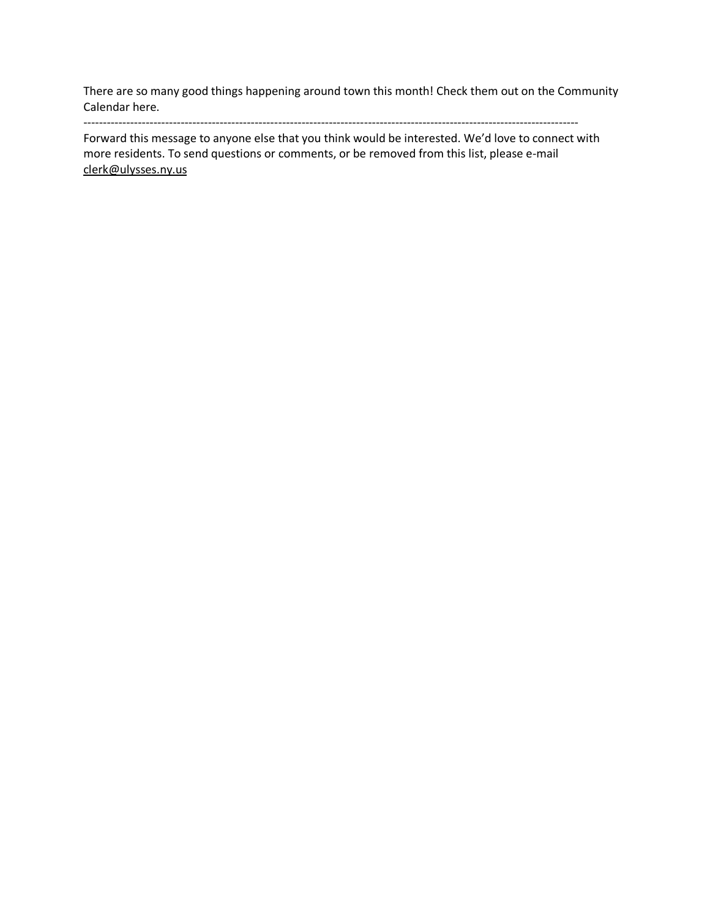There are so many good things happening around town this month! Check them out on the Community Calendar here.

--------------------------------------------------------------------------------------------------------------------------------

Forward this message to anyone else that you think would be interested. We'd love to connect with more residents. To send questions or comments, or be removed from this list, please e-mail clerk@ulysses.ny.us